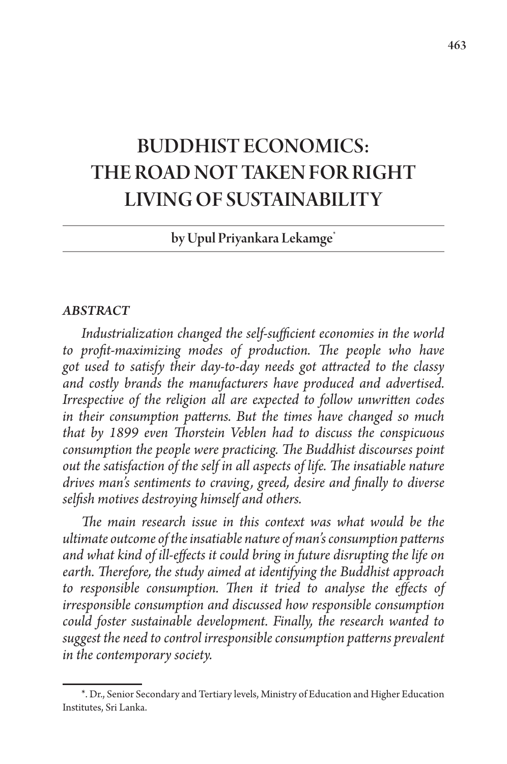# BUDDHIST ECONOMICS: THE ROAD NOT TAKEN FOR RIGHT LIVING OF SUSTAINABILITY

**by Upul Priyankara Lekamge***

### ABSTRACT

*Industrialization changed the self-sufficient economies in the world to profit-maximizing modes of production. The people who have got used to satisfy their day-to-day needs got attracted to the classy and costly brands the manufacturers have produced and advertised. Irrespective of the religion all are expected to follow unwritten codes in their consumption patterns. But the times have changed so much that by 1899 even Thorstein Veblen had to discuss the conspicuous consumption the people were practicing. The Buddhist discourses point out the satisfaction of the self in all aspects of life. The insatiable nature drives man's sentiments to craving, greed, desire and finally to diverse selfish motives destroying himself and others.*

*The main research issue in this context was what would be the ultimate outcome of the insatiable nature of man's consumption patterns and what kind of ill-effects it could bring in future disrupting the life on earth. Therefore, the study aimed at identifying the Buddhist approach to responsible consumption. Then it tried to analyse the effects of irresponsible consumption and discussed how responsible consumption could foster sustainable development. Finally, the research wanted to suggest the need to control irresponsible consumption patterns prevalent in the contemporary society.*

---

*. Dr., Senior Secondary and Tertiary levels, Ministry of Education and Higher Education Institutes, Sri Lanka.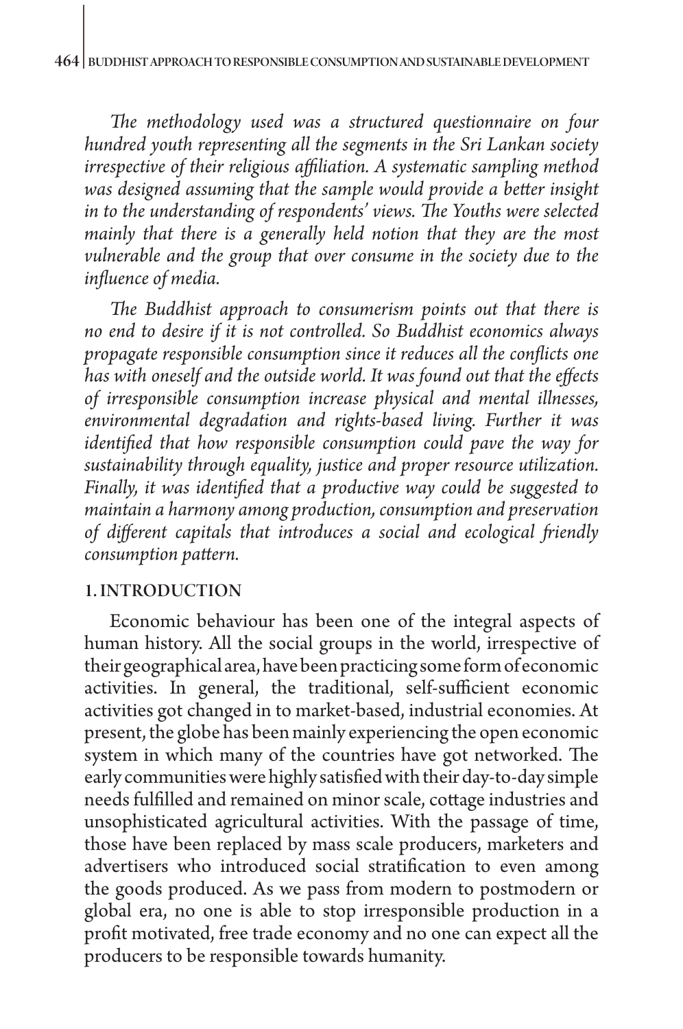*The methodology used was a structured questionnaire on four hundred youth representing all the segments in the Sri Lankan society irrespective of their religious affiliation. A systematic sampling method was designed assuming that the sample would provide a better insight in to the understanding of respondents' views. The Youths were selected mainly that there is a generally held notion that they are the most vulnerable and the group that over consume in the society due to the influence of media.*

*The Buddhist approach to consumerism points out that there is no end to desire if it is not controlled. So Buddhist economics always propagate responsible consumption since it reduces all the conflicts one has with oneself and the outside world. It was found out that the effects of irresponsible consumption increase physical and mental illnesses, environmental degradation and rights-based living. Further it was identified that how responsible consumption could pave the way for sustainability through equality, justice and proper resource utilization. Finally, it was identified that a productive way could be suggested to maintain a harmony among production, consumption and preservation of different capitals that introduces a social and ecological friendly consumption pattern.*

## 1. INTRODUCTION

Economic behaviour has been one of the integral aspects of human history. All the social groups in the world, irrespective of their geographical area, have been practicing some form of economic activities. In general, the traditional, self-sufficient economic activities got changed in to market-based, industrial economies. At present, the globe has been mainly experiencing the open economic system in which many of the countries have got networked. The early communities were highly satisfied with their day-to-day simple needs fulfilled and remained on minor scale, cottage industries and unsophisticated agricultural activities. With the passage of time, those have been replaced by mass scale producers, marketers and advertisers who introduced social stratification to even among the goods produced. As we pass from modern to postmodern or global era, no one is able to stop irresponsible production in a profit motivated, free trade economy and no one can expect all the producers to be responsible towards humanity.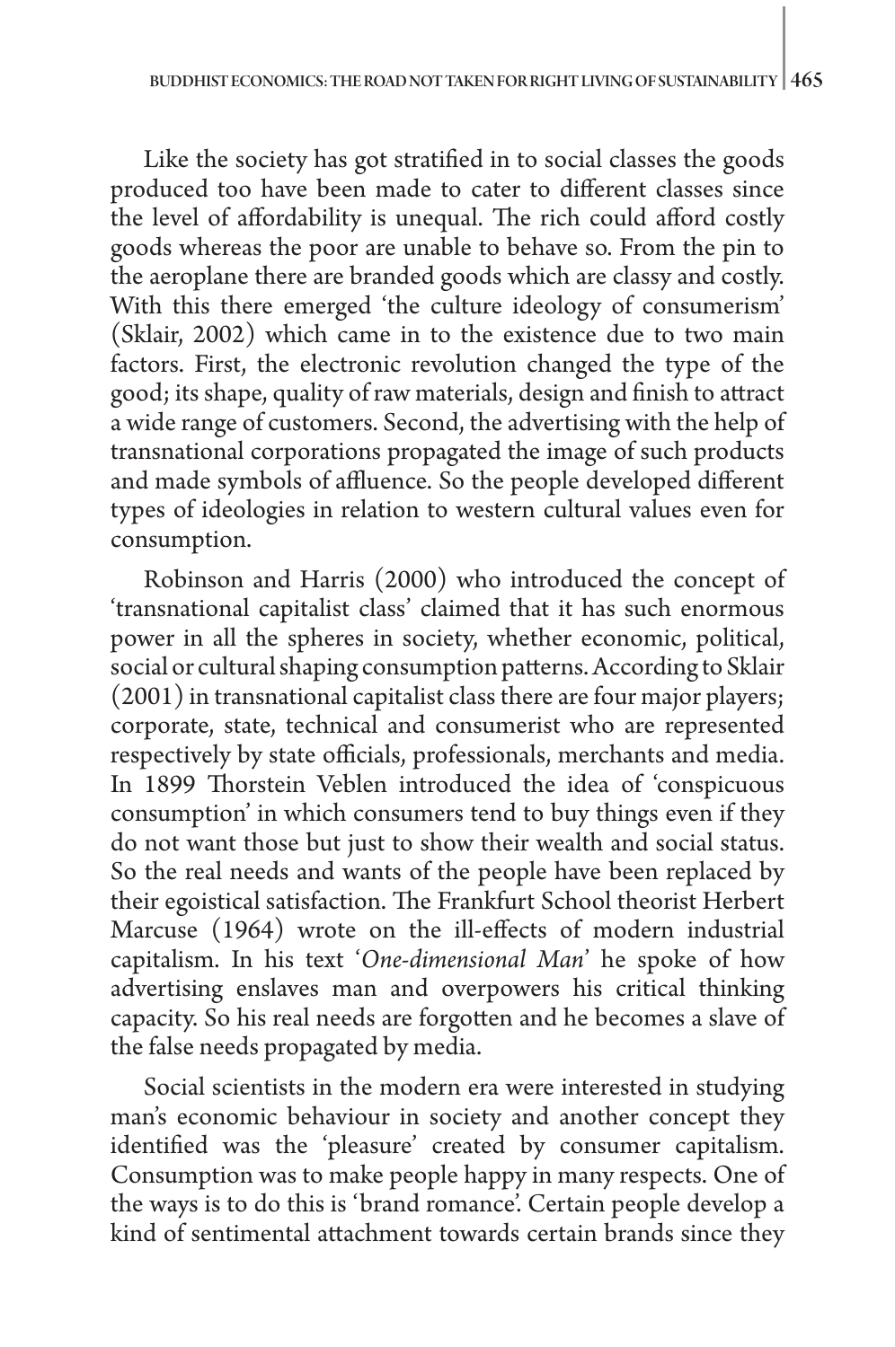Like the society has got stratified in to social classes the goods produced too have been made to cater to different classes since the level of affordability is unequal. The rich could afford costly goods whereas the poor are unable to behave so. From the pin to the aeroplane there are branded goods which are classy and costly. With this there emerged 'the culture ideology of consumerism' (Sklair, 2002) which came in to the existence due to two main factors. First, the electronic revolution changed the type of the good; its shape, quality of raw materials, design and finish to attract a wide range of customers. Second, the advertising with the help of transnational corporations propagated the image of such products and made symbols of affluence. So the people developed different types of ideologies in relation to western cultural values even for consumption.

Robinson and Harris (2000) who introduced the concept of 'transnational capitalist class' claimed that it has such enormous power in all the spheres in society, whether economic, political, social or cultural shaping consumption patterns. According to Sklair (2001) in transnational capitalist class there are four major players; corporate, state, technical and consumerist who are represented respectively by state officials, professionals, merchants and media. In 1899 Thorstein Veblen introduced the idea of 'conspicuous consumption' in which consumers tend to buy things even if they do not want those but just to show their wealth and social status. So the real needs and wants of the people have been replaced by their egoistical satisfaction. The Frankfurt School theorist Herbert Marcuse (1964) wrote on the ill-effects of modern industrial capitalism. In his text '*One-dimensional Man*' he spoke of how advertising enslaves man and overpowers his critical thinking capacity. So his real needs are forgotten and he becomes a slave of the false needs propagated by media.

Social scientists in the modern era were interested in studying man's economic behaviour in society and another concept they identified was the 'pleasure' created by consumer capitalism. Consumption was to make people happy in many respects. One of the ways is to do this is 'brand romance'. Certain people develop a kind of sentimental attachment towards certain brands since they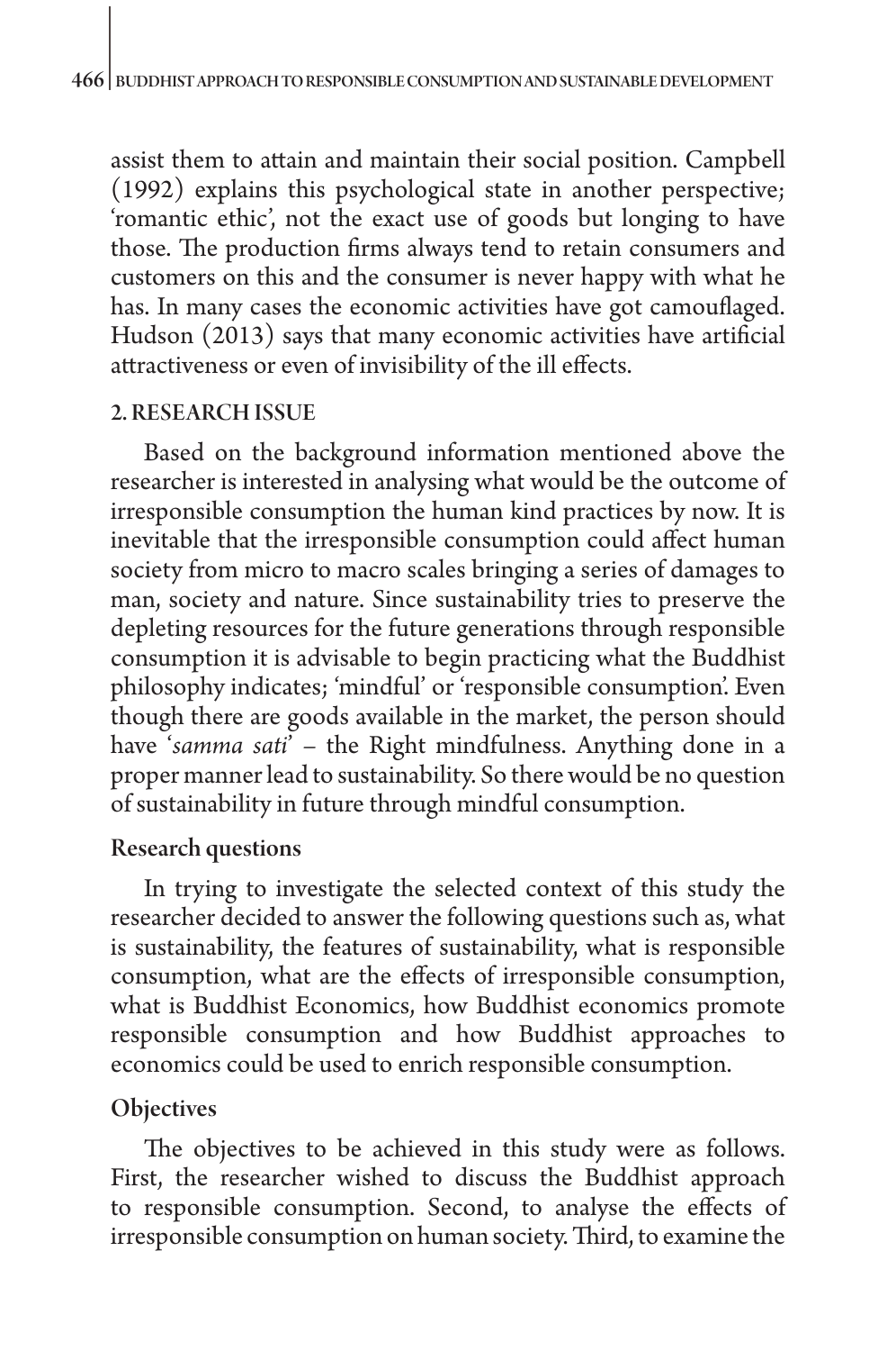assist them to attain and maintain their social position. Campbell (1992) explains this psychological state in another perspective; 'romantic ethic', not the exact use of goods but longing to have those. The production firms always tend to retain consumers and customers on this and the consumer is never happy with what he has. In many cases the economic activities have got camouflaged. Hudson (2013) says that many economic activities have artificial attractiveness or even of invisibility of the ill effects.

## 2. RESEARCH ISSUE

Based on the background information mentioned above the researcher is interested in analysing what would be the outcome of irresponsible consumption the human kind practices by now. It is inevitable that the irresponsible consumption could affect human society from micro to macro scales bringing a series of damages to man, society and nature. Since sustainability tries to preserve the depleting resources for the future generations through responsible consumption it is advisable to begin practicing what the Buddhist philosophy indicates; 'mindful' or 'responsible consumption'. Even though there are goods available in the market, the person should have '*samma sati*' – the Right mindfulness. Anything done in a proper manner lead to sustainability. So there would be no question of sustainability in future through mindful consumption.

### Research questions

In trying to investigate the selected context of this study the researcher decided to answer the following questions such as, what is sustainability, the features of sustainability, what is responsible consumption, what are the effects of irresponsible consumption, what is Buddhist Economics, how Buddhist economics promote responsible consumption and how Buddhist approaches to economics could be used to enrich responsible consumption.

### Objectives

The objectives to be achieved in this study were as follows. First, the researcher wished to discuss the Buddhist approach to responsible consumption. Second, to analyse the effects of irresponsible consumption on human society. Third, to examine the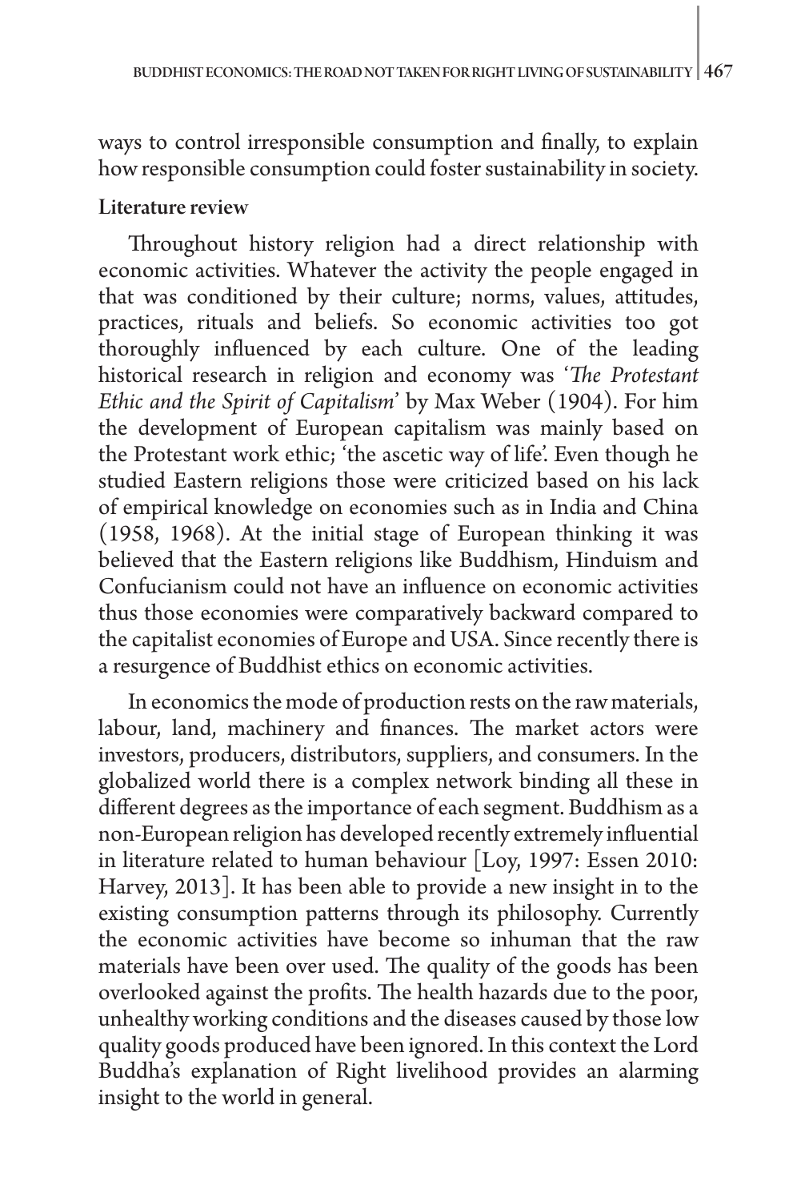ways to control irresponsible consumption and finally, to explain how responsible consumption could foster sustainability in society.

## Literature review

Throughout history religion had a direct relationship with economic activities. Whatever the activity the people engaged in that was conditioned by their culture; norms, values, attitudes, practices, rituals and beliefs. So economic activities too got thoroughly influenced by each culture. One of the leading historical research in religion and economy was '*The Protestant Ethic and the Spirit of Capitalism*' by Max Weber (1904). For him the development of European capitalism was mainly based on the Protestant work ethic; 'the ascetic way of life'. Even though he studied Eastern religions those were criticized based on his lack of empirical knowledge on economies such as in India and China (1958, 1968). At the initial stage of European thinking it was believed that the Eastern religions like Buddhism, Hinduism and Confucianism could not have an influence on economic activities thus those economies were comparatively backward compared to the capitalist economies of Europe and USA. Since recently there is a resurgence of Buddhist ethics on economic activities.

In economics the mode of production rests on the raw materials, labour, land, machinery and finances. The market actors were investors, producers, distributors, suppliers, and consumers. In the globalized world there is a complex network binding all these in different degrees as the importance of each segment. Buddhism as a non-European religion has developed recently extremely influential in literature related to human behaviour [Loy, 1997: Essen 2010: Harvey, 2013]. It has been able to provide a new insight in to the existing consumption patterns through its philosophy. Currently the economic activities have become so inhuman that the raw materials have been over used. The quality of the goods has been overlooked against the profits. The health hazards due to the poor, unhealthy working conditions and the diseases caused by those low quality goods produced have been ignored. In this context the Lord Buddha's explanation of Right livelihood provides an alarming insight to the world in general.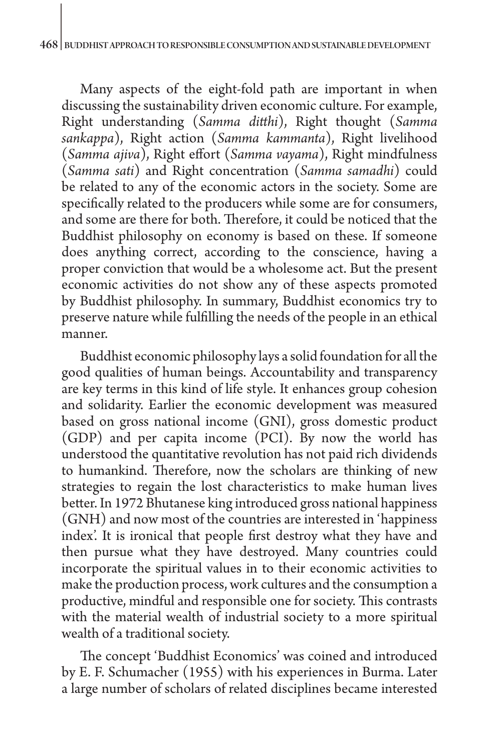Many aspects of the eight-fold path are important in when discussing the sustainability driven economic culture. For example, Right understanding (*Samma ditthi*), Right thought (*Samma sankappa*), Right action (*Samma kammanta*), Right livelihood (*Samma ajiva*), Right effort (*Samma vayama*), Right mindfulness (*Samma sati*) and Right concentration (*Samma samadhi*) could be related to any of the economic actors in the society. Some are specifically related to the producers while some are for consumers, and some are there for both. Therefore, it could be noticed that the Buddhist philosophy on economy is based on these. If someone does anything correct, according to the conscience, having a proper conviction that would be a wholesome act. But the present economic activities do not show any of these aspects promoted by Buddhist philosophy. In summary, Buddhist economics try to preserve nature while fulfilling the needs of the people in an ethical manner.

Buddhist economic philosophy lays a solid foundation for all the good qualities of human beings. Accountability and transparency are key terms in this kind of life style. It enhances group cohesion and solidarity. Earlier the economic development was measured based on gross national income (GNI), gross domestic product (GDP) and per capita income (PCI). By now the world has understood the quantitative revolution has not paid rich dividends to humankind. Therefore, now the scholars are thinking of new strategies to regain the lost characteristics to make human lives better. In 1972 Bhutanese king introduced gross national happiness (GNH) and now most of the countries are interested in 'happiness index'. It is ironical that people first destroy what they have and then pursue what they have destroyed. Many countries could incorporate the spiritual values in to their economic activities to make the production process, work cultures and the consumption a productive, mindful and responsible one for society. This contrasts with the material wealth of industrial society to a more spiritual wealth of a traditional society.

The concept 'Buddhist Economics' was coined and introduced by E. F. Schumacher (1955) with his experiences in Burma. Later a large number of scholars of related disciplines became interested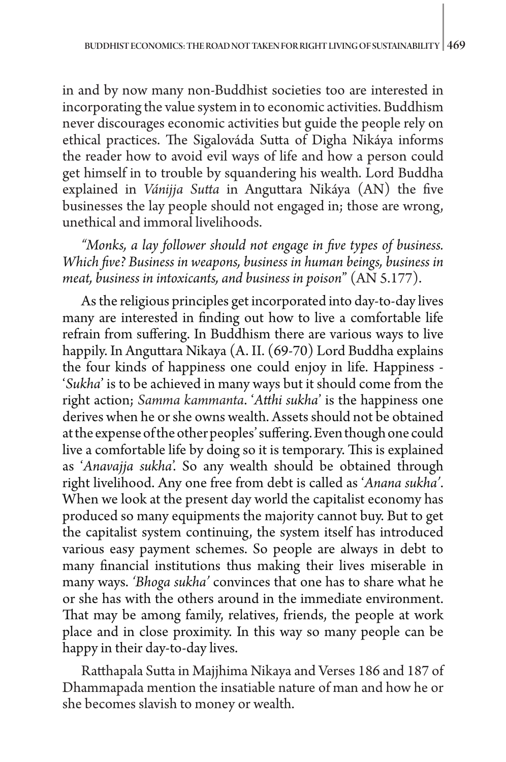in and by now many non-Buddhist societies too are interested in incorporating the value system in to economic activities. Buddhism never discourages economic activities but guide the people rely on ethical practices. The Sigalováda Sutta of Digha Nikáya informs the reader how to avoid evil ways of life and how a person could get himself in to trouble by squandering his wealth. Lord Buddha explained in *Vánijja Sutta* in Anguttara Nikáya (AN) the five businesses the lay people should not engaged in; those are wrong, unethical and immoral livelihoods.

*"Monks, a lay follower should not engage in five types of business. Which five? Business in weapons, business in human beings, business in meat, business in intoxicants, and business in poison"* (AN 5.177).

As the religious principles get incorporated into day-to-day lives many are interested in finding out how to live a comfortable life refrain from suffering. In Buddhism there are various ways to live happily. In Anguttara Nikaya (A. II. (69-70) Lord Buddha explains the four kinds of happiness one could enjoy in life. Happiness - '*Sukha*' is to be achieved in many ways but it should come from the right action; *Samma kammanta*. '*Atthi sukha*' is the happiness one derives when he or she owns wealth. Assets should not be obtained at the expense of the other peoples' suffering. Even though one could live a comfortable life by doing so it is temporary. This is explained as '*Anavajja sukha*'. So any wealth should be obtained through right livelihood. Any one free from debt is called as '*Anana sukha'*. When we look at the present day world the capitalist economy has produced so many equipments the majority cannot buy. But to get the capitalist system continuing, the system itself has introduced various easy payment schemes. So people are always in debt to many financial institutions thus making their lives miserable in many ways. *'Bhoga sukha'* convinces that one has to share what he or she has with the others around in the immediate environment. That may be among family, relatives, friends, the people at work place and in close proximity. In this way so many people can be happy in their day-to-day lives.

Ratthapala Sutta in Majjhima Nikaya and Verses 186 and 187 of Dhammapada mention the insatiable nature of man and how he or she becomes slavish to money or wealth.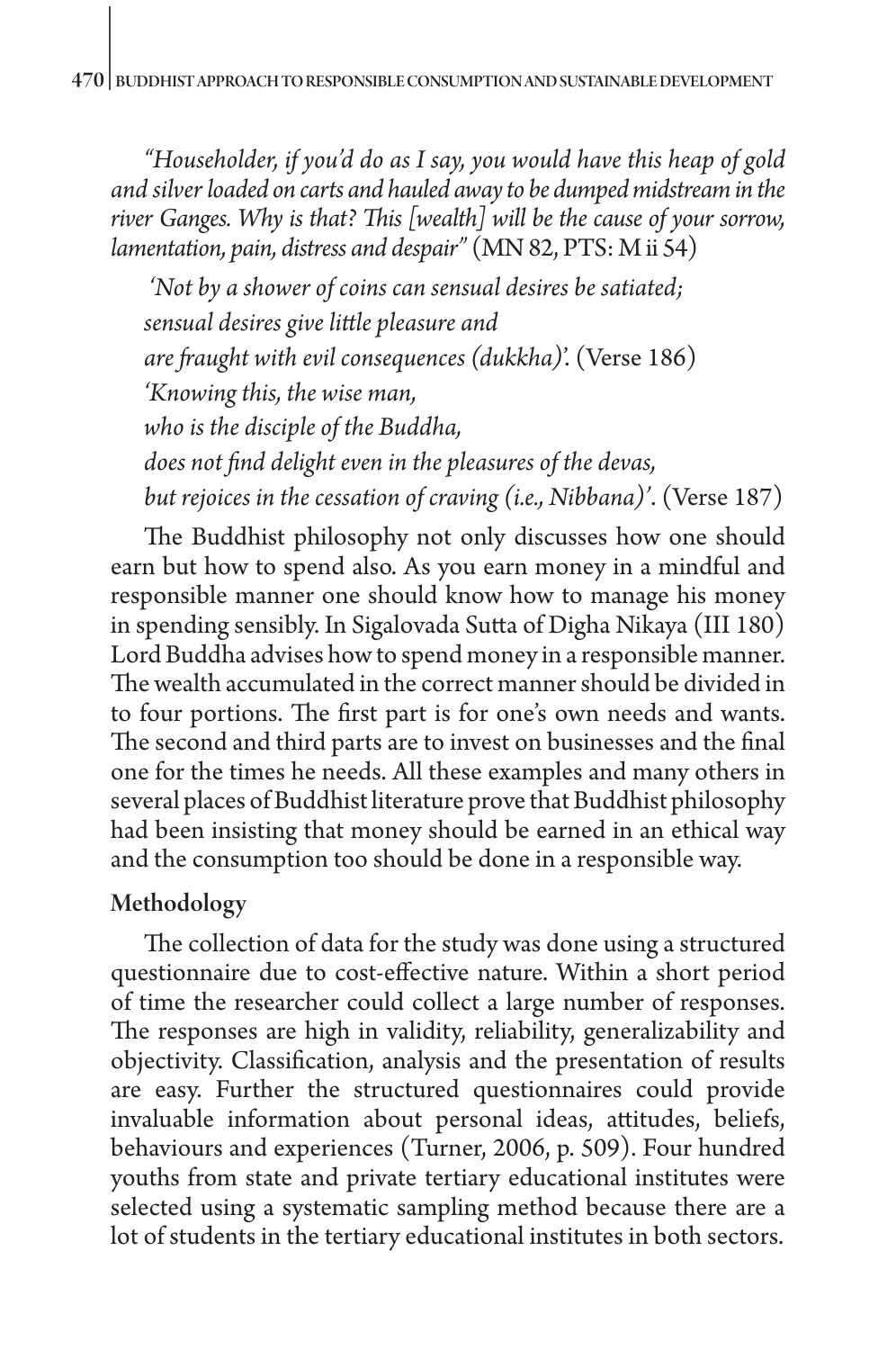*"Householder, if you'd do as I say, you would have this heap of gold and silver loaded on carts and hauled away to be dumped midstream in the river Ganges. Why is that? This [wealth] will be the cause of your sorrow, lamentation, pain, distress and despair"* (MN 82, PTS: M ii 54)

*'Not by a shower of coins can sensual desires be satiated;*
*sensual desires give little pleasure and*
*are fraught with evil consequences (dukkha)'.* (Verse 186)
*'Knowing this, the wise man,*
*who is the disciple of the Buddha,*
*does not find delight even in the pleasures of the devas,*
*but rejoices in the cessation of craving (i.e., Nibbana)'.* (Verse 187)

The Buddhist philosophy not only discusses how one should earn but how to spend also. As you earn money in a mindful and responsible manner one should know how to manage his money in spending sensibly. In Sigalovada Sutta of Digha Nikaya (III 180) Lord Buddha advises how to spend money in a responsible manner. The wealth accumulated in the correct manner should be divided in to four portions. The first part is for one's own needs and wants. The second and third parts are to invest on businesses and the final one for the times he needs. All these examples and many others in several places of Buddhist literature prove that Buddhist philosophy had been insisting that money should be earned in an ethical way and the consumption too should be done in a responsible way.

## Methodology

The collection of data for the study was done using a structured questionnaire due to cost-effective nature. Within a short period of time the researcher could collect a large number of responses. The responses are high in validity, reliability, generalizability and objectivity. Classification, analysis and the presentation of results are easy. Further the structured questionnaires could provide invaluable information about personal ideas, attitudes, beliefs, behaviours and experiences (Turner, 2006, p. 509). Four hundred youths from state and private tertiary educational institutes were selected using a systematic sampling method because there are a lot of students in the tertiary educational institutes in both sectors.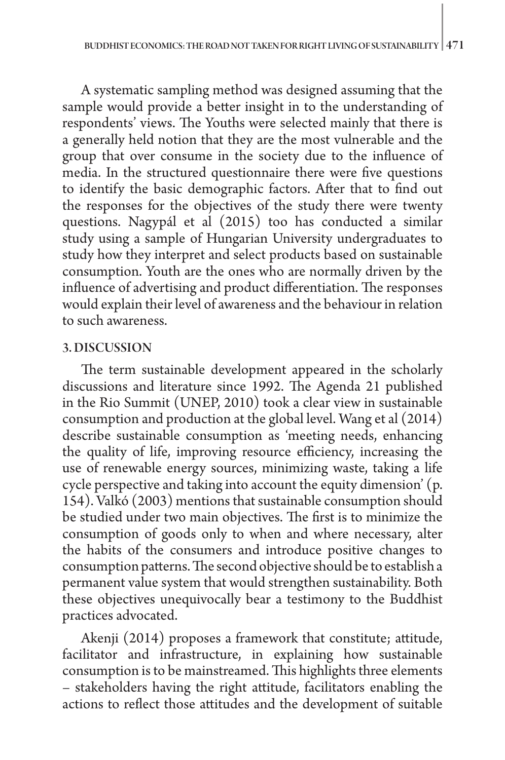A systematic sampling method was designed assuming that the sample would provide a better insight in to the understanding of respondents' views. The Youths were selected mainly that there is a generally held notion that they are the most vulnerable and the group that over consume in the society due to the influence of media. In the structured questionnaire there were five questions to identify the basic demographic factors. After that to find out the responses for the objectives of the study there were twenty questions. Nagypál et al (2015) too has conducted a similar study using a sample of Hungarian University undergraduates to study how they interpret and select products based on sustainable consumption. Youth are the ones who are normally driven by the influence of advertising and product differentiation. The responses would explain their level of awareness and the behaviour in relation to such awareness.

## 3. DISCUSSION

The term sustainable development appeared in the scholarly discussions and literature since 1992. The Agenda 21 published in the Rio Summit (UNEP, 2010) took a clear view in sustainable consumption and production at the global level. Wang et al (2014) describe sustainable consumption as 'meeting needs, enhancing the quality of life, improving resource efficiency, increasing the use of renewable energy sources, minimizing waste, taking a life cycle perspective and taking into account the equity dimension' (p. 154). Valkó (2003) mentions that sustainable consumption should be studied under two main objectives. The first is to minimize the consumption of goods only to when and where necessary, alter the habits of the consumers and introduce positive changes to consumption patterns. The second objective should be to establish a permanent value system that would strengthen sustainability. Both these objectives unequivocally bear a testimony to the Buddhist practices advocated.

Akenji (2014) proposes a framework that constitute; attitude, facilitator and infrastructure, in explaining how sustainable consumption is to be mainstreamed. This highlights three elements – stakeholders having the right attitude, facilitators enabling the actions to reflect those attitudes and the development of suitable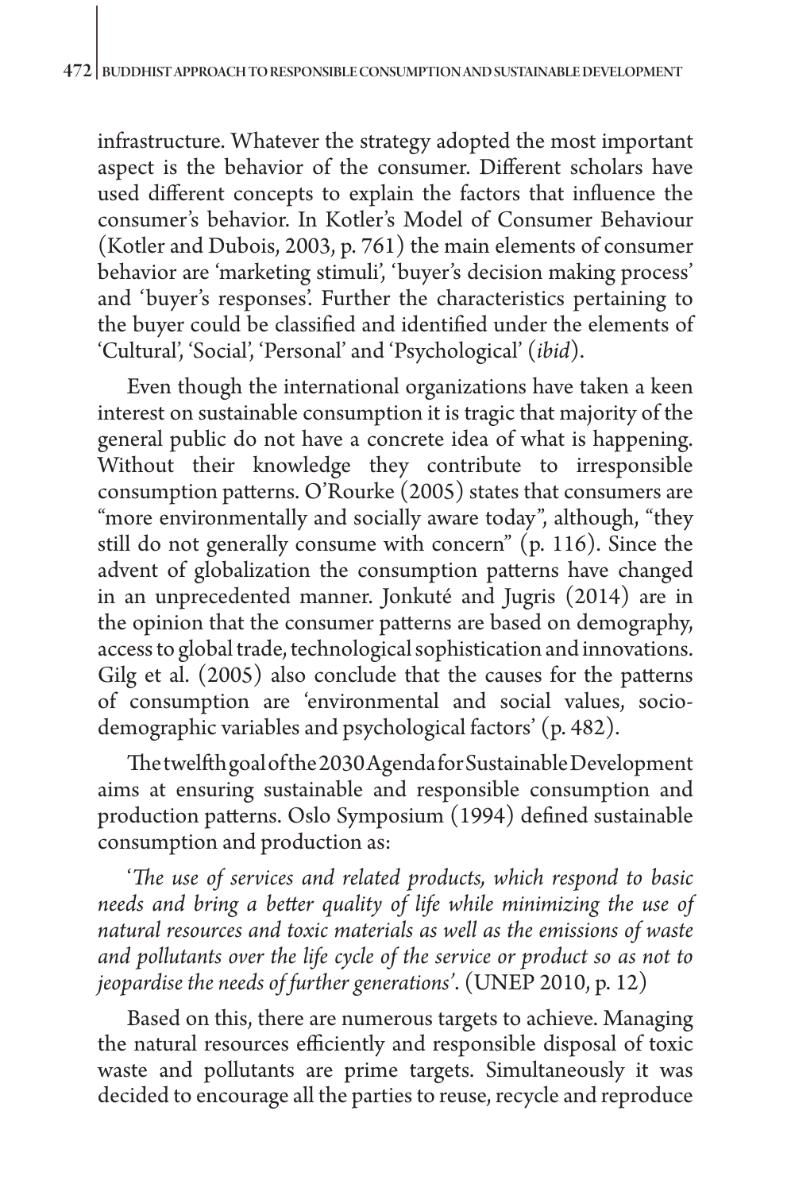infrastructure. Whatever the strategy adopted the most important aspect is the behavior of the consumer. Different scholars have used different concepts to explain the factors that influence the consumer's behavior. In Kotler's Model of Consumer Behaviour (Kotler and Dubois, 2003, p. 761) the main elements of consumer behavior are 'marketing stimuli', 'buyer's decision making process' and 'buyer's responses'. Further the characteristics pertaining to the buyer could be classified and identified under the elements of 'Cultural', 'Social', 'Personal' and 'Psychological' (*ibid*).

Even though the international organizations have taken a keen interest on sustainable consumption it is tragic that majority of the general public do not have a concrete idea of what is happening. Without their knowledge they contribute to irresponsible consumption patterns. O'Rourke (2005) states that consumers are "more environmentally and socially aware today", although, "they still do not generally consume with concern" (p. 116). Since the advent of globalization the consumption patterns have changed in an unprecedented manner. Jonkuté and Jugris (2014) are in the opinion that the consumer patterns are based on demography, access to global trade, technological sophistication and innovations. Gilg et al. (2005) also conclude that the causes for the patterns of consumption are 'environmental and social values, socio-demographic variables and psychological factors' (p. 482).

The twelfth goal of the 2030 Agenda for Sustainable Development aims at ensuring sustainable and responsible consumption and production patterns. Oslo Symposium (1994) defined sustainable consumption and production as:

'*The use of services and related products, which respond to basic needs and bring a better quality of life while minimizing the use of natural resources and toxic materials as well as the emissions of waste and pollutants over the life cycle of the service or product so as not to jeopardise the needs of further generations*'. (UNEP 2010, p. 12)

Based on this, there are numerous targets to achieve. Managing the natural resources efficiently and responsible disposal of toxic waste and pollutants are prime targets. Simultaneously it was decided to encourage all the parties to reuse, recycle and reproduce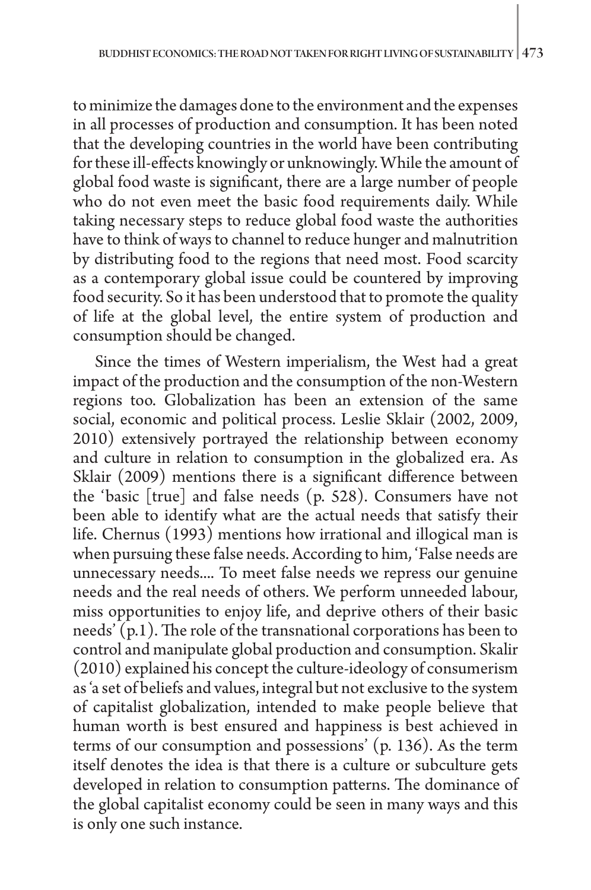to minimize the damages done to the environment and the expenses in all processes of production and consumption. It has been noted that the developing countries in the world have been contributing for these ill-effects knowingly or unknowingly. While the amount of global food waste is significant, there are a large number of people who do not even meet the basic food requirements daily. While taking necessary steps to reduce global food waste the authorities have to think of ways to channel to reduce hunger and malnutrition by distributing food to the regions that need most. Food scarcity as a contemporary global issue could be countered by improving food security. So it has been understood that to promote the quality of life at the global level, the entire system of production and consumption should be changed.

Since the times of Western imperialism, the West had a great impact of the production and the consumption of the non-Western regions too. Globalization has been an extension of the same social, economic and political process. Leslie Sklair (2002, 2009, 2010) extensively portrayed the relationship between economy and culture in relation to consumption in the globalized era. As Sklair (2009) mentions there is a significant difference between the 'basic [true] and false needs (p. 528). Consumers have not been able to identify what are the actual needs that satisfy their life. Chernus (1993) mentions how irrational and illogical man is when pursuing these false needs. According to him, 'False needs are unnecessary needs.... To meet false needs we repress our genuine needs and the real needs of others. We perform unneeded labour, miss opportunities to enjoy life, and deprive others of their basic needs' (p.1). The role of the transnational corporations has been to control and manipulate global production and consumption. Skalir (2010) explained his concept the culture-ideology of consumerism as 'a set of beliefs and values, integral but not exclusive to the system of capitalist globalization, intended to make people believe that human worth is best ensured and happiness is best achieved in terms of our consumption and possessions' (p. 136). As the term itself denotes the idea is that there is a culture or subculture gets developed in relation to consumption patterns. The dominance of the global capitalist economy could be seen in many ways and this is only one such instance.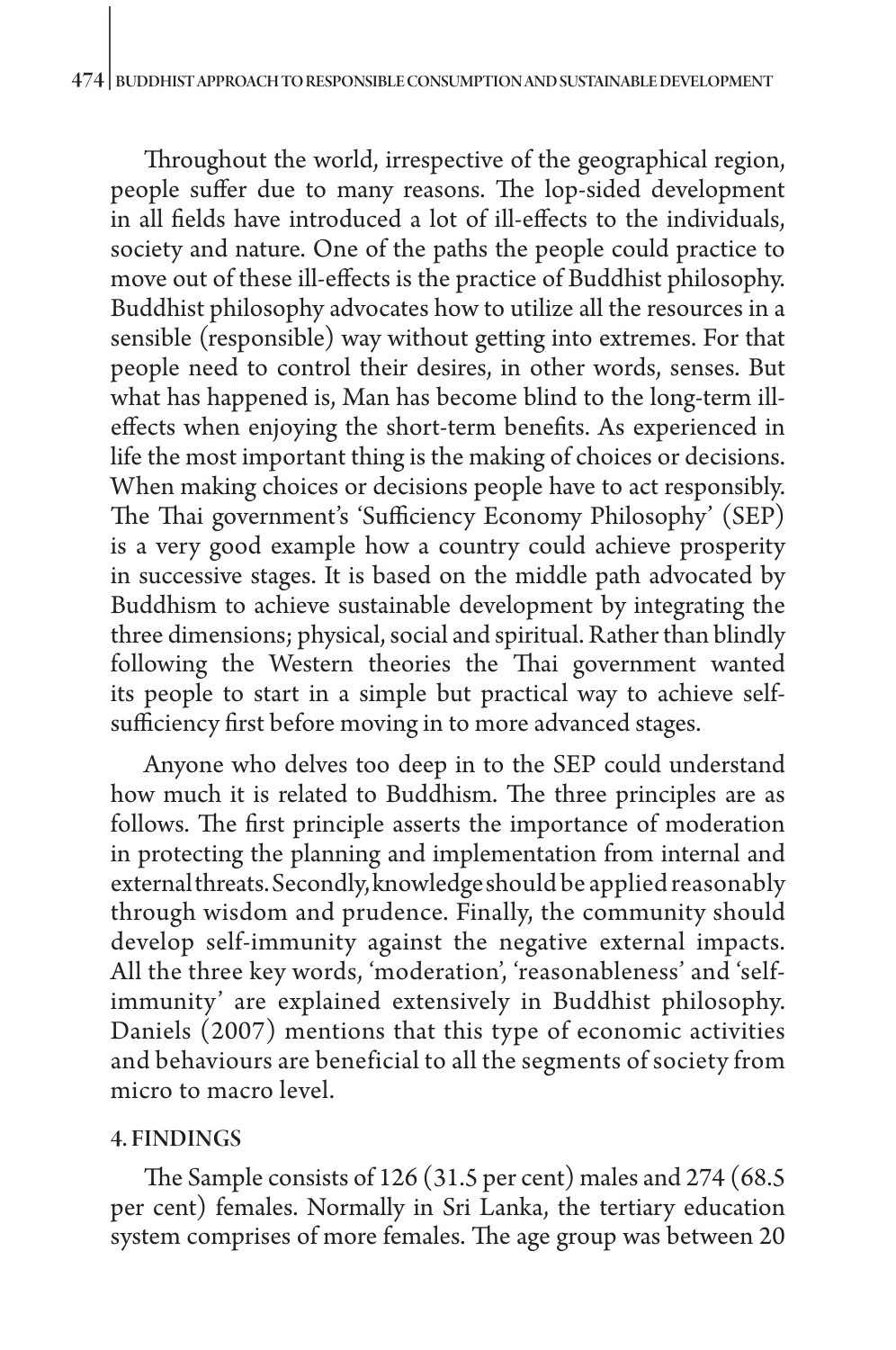Throughout the world, irrespective of the geographical region, people suffer due to many reasons. The lop-sided development in all fields have introduced a lot of ill-effects to the individuals, society and nature. One of the paths the people could practice to move out of these ill-effects is the practice of Buddhist philosophy. Buddhist philosophy advocates how to utilize all the resources in a sensible (responsible) way without getting into extremes. For that people need to control their desires, in other words, senses. But what has happened is, Man has become blind to the long-term ill-effects when enjoying the short-term benefits. As experienced in life the most important thing is the making of choices or decisions. When making choices or decisions people have to act responsibly. The Thai government's 'Sufficiency Economy Philosophy' (SEP) is a very good example how a country could achieve prosperity in successive stages. It is based on the middle path advocated by Buddhism to achieve sustainable development by integrating the three dimensions; physical, social and spiritual. Rather than blindly following the Western theories the Thai government wanted its people to start in a simple but practical way to achieve self-sufficiency first before moving in to more advanced stages.

Anyone who delves too deep in to the SEP could understand how much it is related to Buddhism. The three principles are as follows. The first principle asserts the importance of moderation in protecting the planning and implementation from internal and external threats. Secondly, knowledge should be applied reasonably through wisdom and prudence. Finally, the community should develop self-immunity against the negative external impacts. All the three key words, 'moderation', 'reasonableness' and 'self-immunity' are explained extensively in Buddhist philosophy. Daniels (2007) mentions that this type of economic activities and behaviours are beneficial to all the segments of society from micro to macro level.

## 4. FINDINGS

The Sample consists of 126 (31.5 per cent) males and 274 (68.5 per cent) females. Normally in Sri Lanka, the tertiary education system comprises of more females. The age group was between 20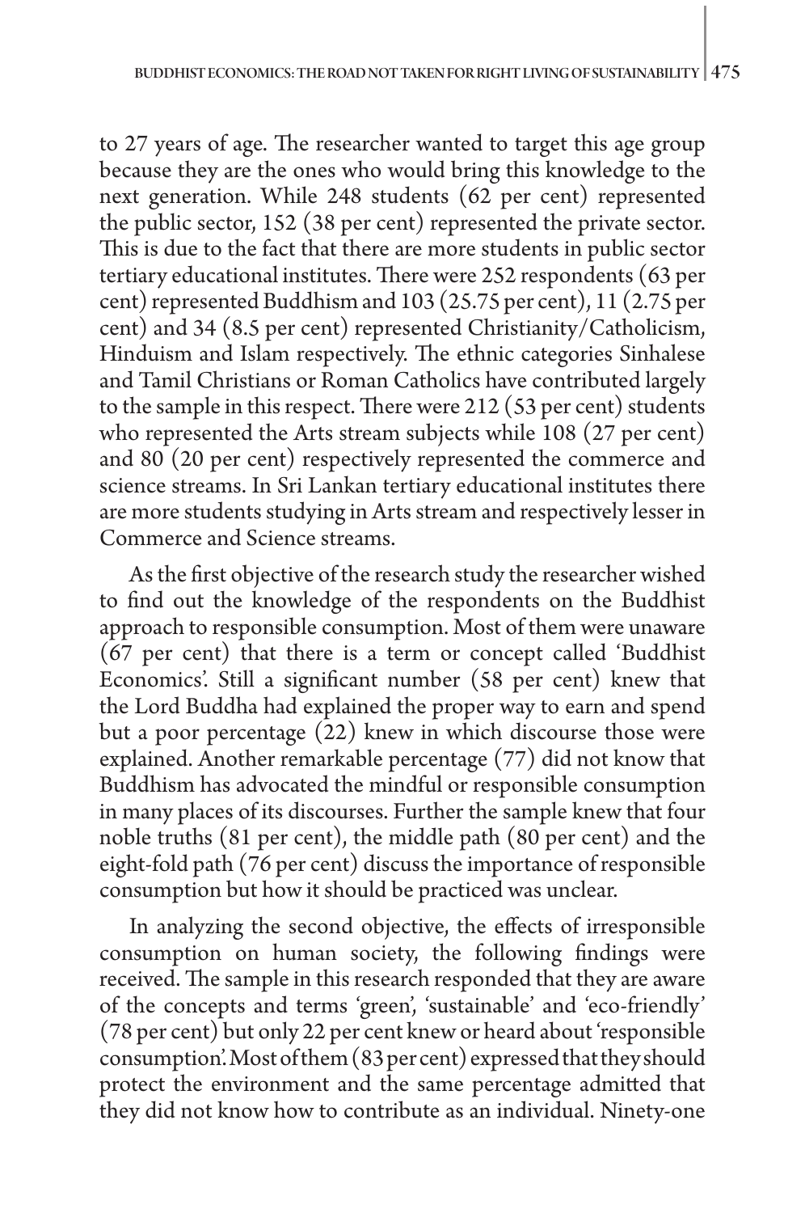to 27 years of age. The researcher wanted to target this age group because they are the ones who would bring this knowledge to the next generation. While 248 students (62 per cent) represented the public sector, 152 (38 per cent) represented the private sector. This is due to the fact that there are more students in public sector tertiary educational institutes. There were 252 respondents (63 per cent) represented Buddhism and 103 (25.75 per cent), 11 (2.75 per cent) and 34 (8.5 per cent) represented Christianity/Catholicism, Hinduism and Islam respectively. The ethnic categories Sinhalese and Tamil Christians or Roman Catholics have contributed largely to the sample in this respect. There were 212 (53 per cent) students who represented the Arts stream subjects while 108 (27 per cent) and 80 (20 per cent) respectively represented the commerce and science streams. In Sri Lankan tertiary educational institutes there are more students studying in Arts stream and respectively lesser in Commerce and Science streams.

As the first objective of the research study the researcher wished to find out the knowledge of the respondents on the Buddhist approach to responsible consumption. Most of them were unaware (67 per cent) that there is a term or concept called 'Buddhist Economics'. Still a significant number (58 per cent) knew that the Lord Buddha had explained the proper way to earn and spend but a poor percentage (22) knew in which discourse those were explained. Another remarkable percentage (77) did not know that Buddhism has advocated the mindful or responsible consumption in many places of its discourses. Further the sample knew that four noble truths (81 per cent), the middle path (80 per cent) and the eight-fold path (76 per cent) discuss the importance of responsible consumption but how it should be practiced was unclear.

In analyzing the second objective, the effects of irresponsible consumption on human society, the following findings were received. The sample in this research responded that they are aware of the concepts and terms 'green', 'sustainable' and 'eco-friendly' (78 per cent) but only 22 per cent knew or heard about 'responsible consumption'. Most of them (83 per cent) expressed that they should protect the environment and the same percentage admitted that they did not know how to contribute as an individual. Ninety-one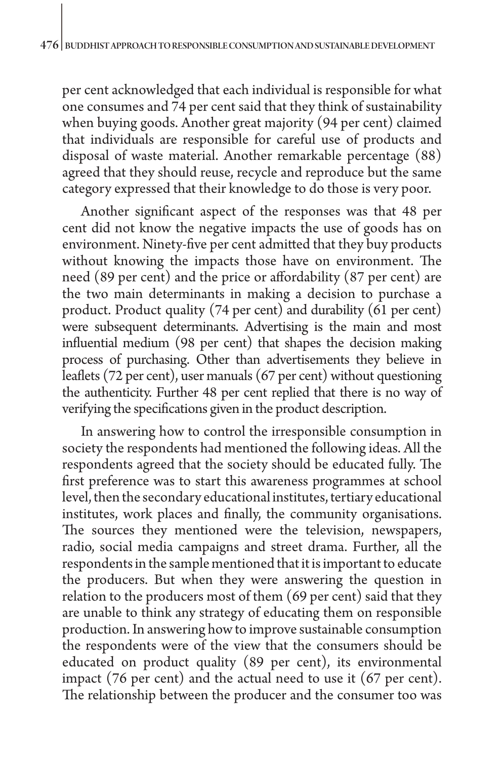per cent acknowledged that each individual is responsible for what one consumes and 74 per cent said that they think of sustainability when buying goods. Another great majority (94 per cent) claimed that individuals are responsible for careful use of products and disposal of waste material. Another remarkable percentage (88) agreed that they should reuse, recycle and reproduce but the same category expressed that their knowledge to do those is very poor.

Another significant aspect of the responses was that 48 per cent did not know the negative impacts the use of goods has on environment. Ninety-five per cent admitted that they buy products without knowing the impacts those have on environment. The need (89 per cent) and the price or affordability (87 per cent) are the two main determinants in making a decision to purchase a product. Product quality (74 per cent) and durability (61 per cent) were subsequent determinants. Advertising is the main and most influential medium (98 per cent) that shapes the decision making process of purchasing. Other than advertisements they believe in leaflets (72 per cent), user manuals (67 per cent) without questioning the authenticity. Further 48 per cent replied that there is no way of verifying the specifications given in the product description.

In answering how to control the irresponsible consumption in society the respondents had mentioned the following ideas. All the respondents agreed that the society should be educated fully. The first preference was to start this awareness programmes at school level, then the secondary educational institutes, tertiary educational institutes, work places and finally, the community organisations. The sources they mentioned were the television, newspapers, radio, social media campaigns and street drama. Further, all the respondents in the sample mentioned that it is important to educate the producers. But when they were answering the question in relation to the producers most of them (69 per cent) said that they are unable to think any strategy of educating them on responsible production. In answering how to improve sustainable consumption the respondents were of the view that the consumers should be educated on product quality (89 per cent), its environmental impact (76 per cent) and the actual need to use it (67 per cent). The relationship between the producer and the consumer too was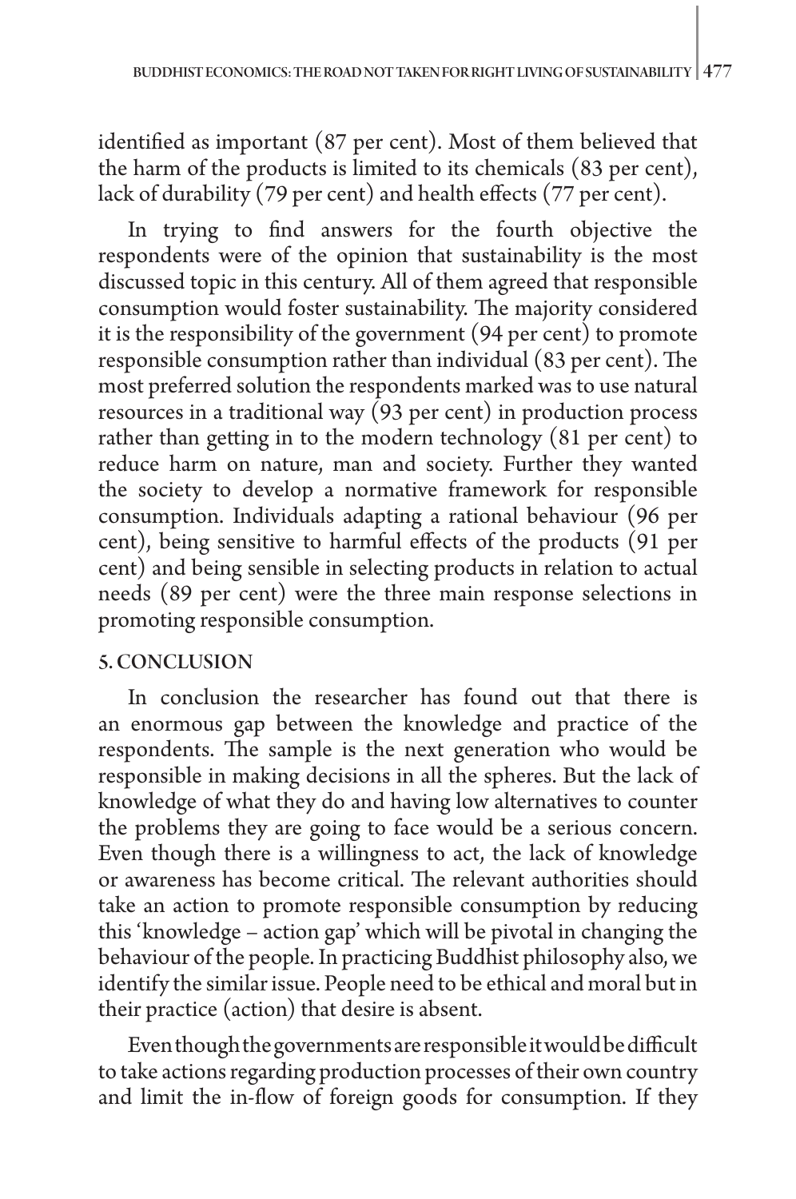identified as important (87 per cent). Most of them believed that the harm of the products is limited to its chemicals (83 per cent), lack of durability (79 per cent) and health effects (77 per cent).

In trying to find answers for the fourth objective the respondents were of the opinion that sustainability is the most discussed topic in this century. All of them agreed that responsible consumption would foster sustainability. The majority considered it is the responsibility of the government (94 per cent) to promote responsible consumption rather than individual (83 per cent). The most preferred solution the respondents marked was to use natural resources in a traditional way (93 per cent) in production process rather than getting in to the modern technology (81 per cent) to reduce harm on nature, man and society. Further they wanted the society to develop a normative framework for responsible consumption. Individuals adapting a rational behaviour (96 per cent), being sensitive to harmful effects of the products (91 per cent) and being sensible in selecting products in relation to actual needs (89 per cent) were the three main response selections in promoting responsible consumption.

## 5. CONCLUSION

In conclusion the researcher has found out that there is an enormous gap between the knowledge and practice of the respondents. The sample is the next generation who would be responsible in making decisions in all the spheres. But the lack of knowledge of what they do and having low alternatives to counter the problems they are going to face would be a serious concern. Even though there is a willingness to act, the lack of knowledge or awareness has become critical. The relevant authorities should take an action to promote responsible consumption by reducing this 'knowledge – action gap' which will be pivotal in changing the behaviour of the people. In practicing Buddhist philosophy also, we identify the similar issue. People need to be ethical and moral but in their practice (action) that desire is absent.

Even though the governments are responsible it would be difficult to take actions regarding production processes of their own country and limit the in-flow of foreign goods for consumption. If they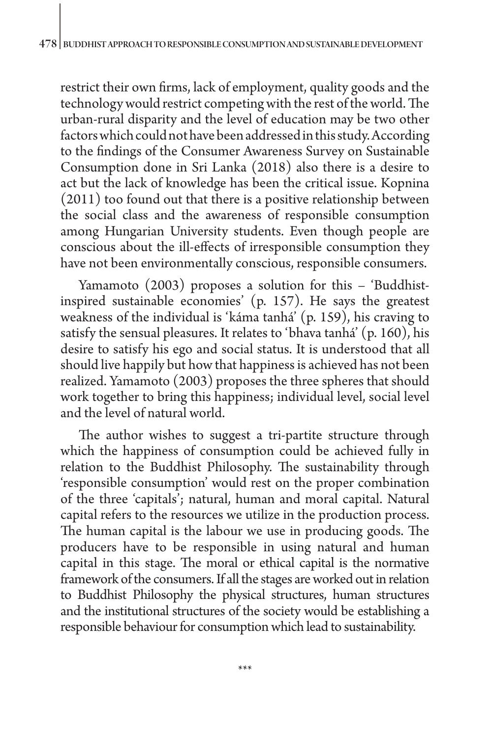restrict their own firms, lack of employment, quality goods and the technology would restrict competing with the rest of the world. The urban-rural disparity and the level of education may be two other factors which could not have been addressed in this study. According to the findings of the Consumer Awareness Survey on Sustainable Consumption done in Sri Lanka (2018) also there is a desire to act but the lack of knowledge has been the critical issue. Kopnina (2011) too found out that there is a positive relationship between the social class and the awareness of responsible consumption among Hungarian University students. Even though people are conscious about the ill-effects of irresponsible consumption they have not been environmentally conscious, responsible consumers.

Yamamoto (2003) proposes a solution for this – 'Buddhist-inspired sustainable economies' (p. 157). He says the greatest weakness of the individual is 'káma tanhá' (p. 159), his craving to satisfy the sensual pleasures. It relates to 'bhava tanhá' (p. 160), his desire to satisfy his ego and social status. It is understood that all should live happily but how that happiness is achieved has not been realized. Yamamoto (2003) proposes the three spheres that should work together to bring this happiness; individual level, social level and the level of natural world.

The author wishes to suggest a tri-partite structure through which the happiness of consumption could be achieved fully in relation to the Buddhist Philosophy. The sustainability through 'responsible consumption' would rest on the proper combination of the three 'capitals'; natural, human and moral capital. Natural capital refers to the resources we utilize in the production process. The human capital is the labour we use in producing goods. The producers have to be responsible in using natural and human capital in this stage. The moral or ethical capital is the normative framework of the consumers. If all the stages are worked out in relation to Buddhist Philosophy the physical structures, human structures and the institutional structures of the society would be establishing a responsible behaviour for consumption which lead to sustainability.

***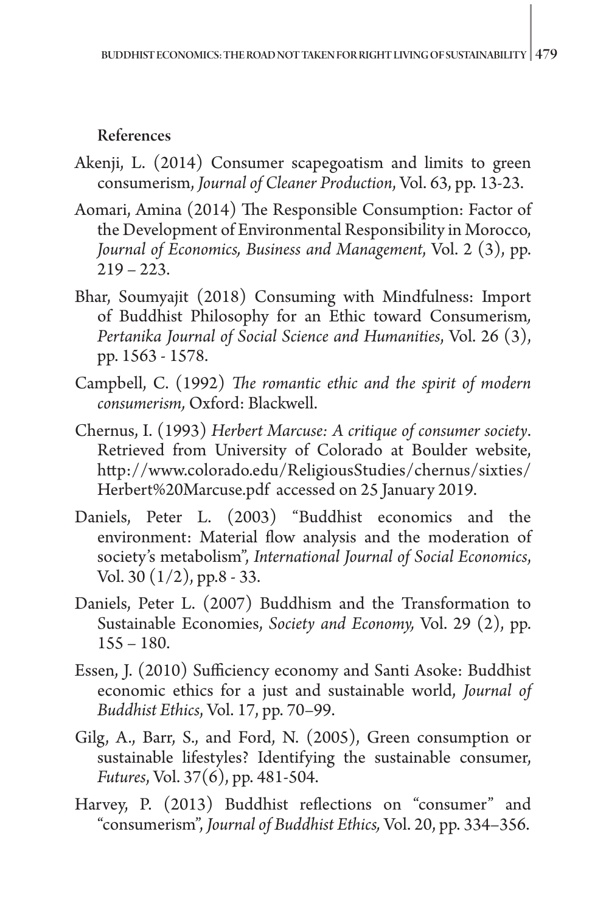## References

Akenji, L. (2014) Consumer scapegoatism and limits to green consumerism, *Journal of Cleaner Production*, Vol. 63, pp. 13-23.

Aomari, Amina (2014) The Responsible Consumption: Factor of the Development of Environmental Responsibility in Morocco, *Journal of Economics, Business and Management*, Vol. 2 (3), pp. 219 – 223.

Bhar, Soumyajit (2018) Consuming with Mindfulness: Import of Buddhist Philosophy for an Ethic toward Consumerism, *Pertanika Journal of Social Science and Humanities*, Vol. 26 (3), pp. 1563 - 1578.

Campbell, C. (1992) *The romantic ethic and the spirit of modern consumerism,* Oxford: Blackwell.

Chernus, I. (1993) *Herbert Marcuse: A critique of consumer society*. Retrieved from University of Colorado at Boulder website, http://www.colorado.edu/ReligiousStudies/chernus/sixties/Herbert%20Marcuse.pdf accessed on 25 January 2019.

Daniels, Peter L. (2003) "Buddhist economics and the environment: Material flow analysis and the moderation of society's metabolism", *International Journal of Social Economics*, Vol. 30 (1/2), pp.8 - 33.

Daniels, Peter L. (2007) Buddhism and the Transformation to Sustainable Economies, *Society and Economy,* Vol. 29 (2), pp. 155 – 180.

Essen, J. (2010) Sufficiency economy and Santi Asoke: Buddhist economic ethics for a just and sustainable world, *Journal of Buddhist Ethics,* Vol. 17, pp. 70–99.

Gilg, A., Barr, S., and Ford, N. (2005), Green consumption or sustainable lifestyles? Identifying the sustainable consumer, *Futures*, Vol. 37(6), pp. 481-504.

Harvey, P. (2013) Buddhist reflections on "consumer" and "consumerism", *Journal of Buddhist Ethics,* Vol. 20, pp. 334–356.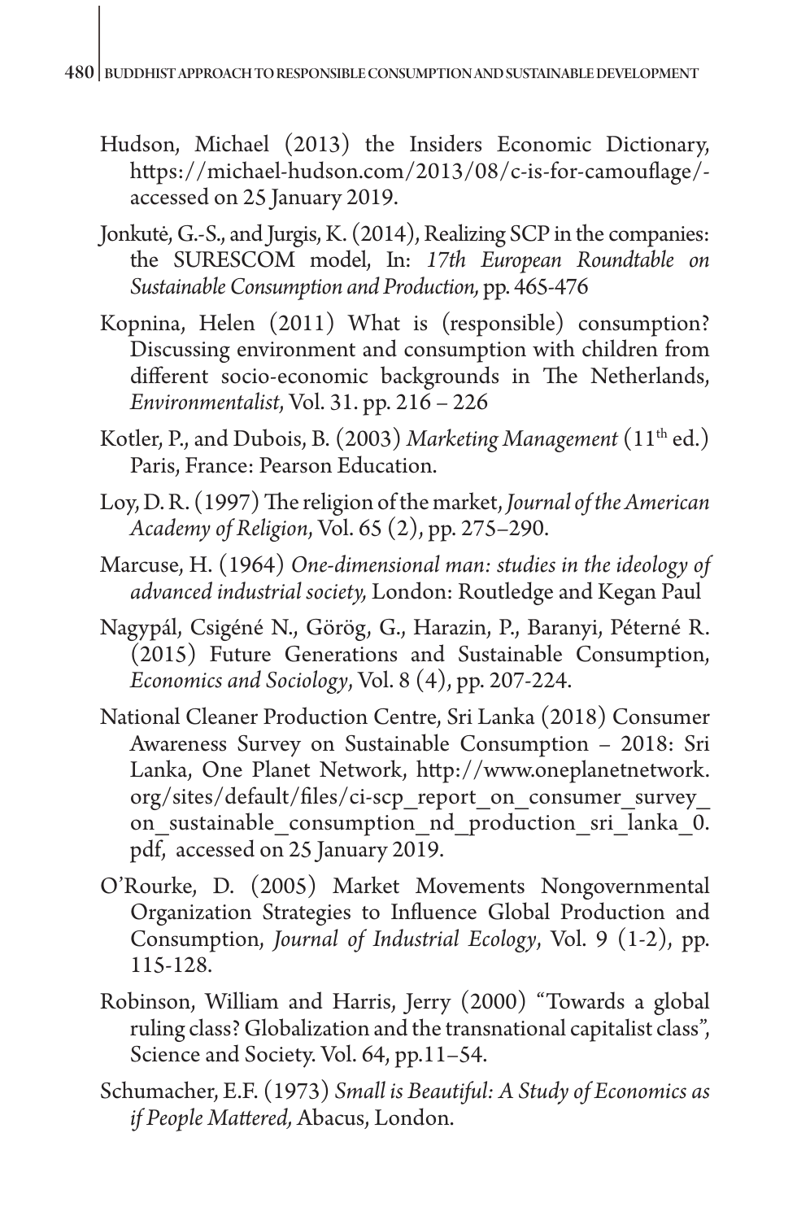Hudson, Michael (2013) the Insiders Economic Dictionary, https://michael-hudson.com/2013/08/c-is-for-camouflage/- accessed on 25 January 2019.

Jonkutė, G.-S., and Jurgis, K. (2014), Realizing SCP in the companies: the SURESCOM model, In: *17th European Roundtable on Sustainable Consumption and Production,* pp. 465-476

Kopnina, Helen (2011) What is (responsible) consumption? Discussing environment and consumption with children from different socio-economic backgrounds in The Netherlands, *Environmentalist*, Vol. 31. pp. 216 – 226

Kotler, P., and Dubois, B. (2003) *Marketing Management* (11th ed.) Paris, France: Pearson Education.

Loy, D. R. (1997) The religion of the market, *Journal of the American Academy of Religion*, Vol. 65 (2), pp. 275–290.

Marcuse, H. (1964) *One-dimensional man: studies in the ideology of advanced industrial society,* London: Routledge and Kegan Paul

Nagypál, Csigéné N., Görög, G., Harazin, P., Baranyi, Péterné R. (2015) Future Generations and Sustainable Consumption, *Economics and Sociology*, Vol. 8 (4), pp. 207-224.

National Cleaner Production Centre, Sri Lanka (2018) Consumer Awareness Survey on Sustainable Consumption – 2018: Sri Lanka, One Planet Network, http://www.oneplanetnetwork.org/sites/default/files/ci-scp_report_on_consumer_survey_on_sustainable_consumption_nd_production_sri_lanka_0.pdf, accessed on 25 January 2019.

O'Rourke, D. (2005) Market Movements Nongovernmental Organization Strategies to Influence Global Production and Consumption, *Journal of Industrial Ecology*, Vol. 9 (1-2), pp. 115-128.

Robinson, William and Harris, Jerry (2000) "Towards a global ruling class? Globalization and the transnational capitalist class", Science and Society. Vol. 64, pp.11–54.

Schumacher, E.F. (1973) *Small is Beautiful: A Study of Economics as if People Mattered,* Abacus, London.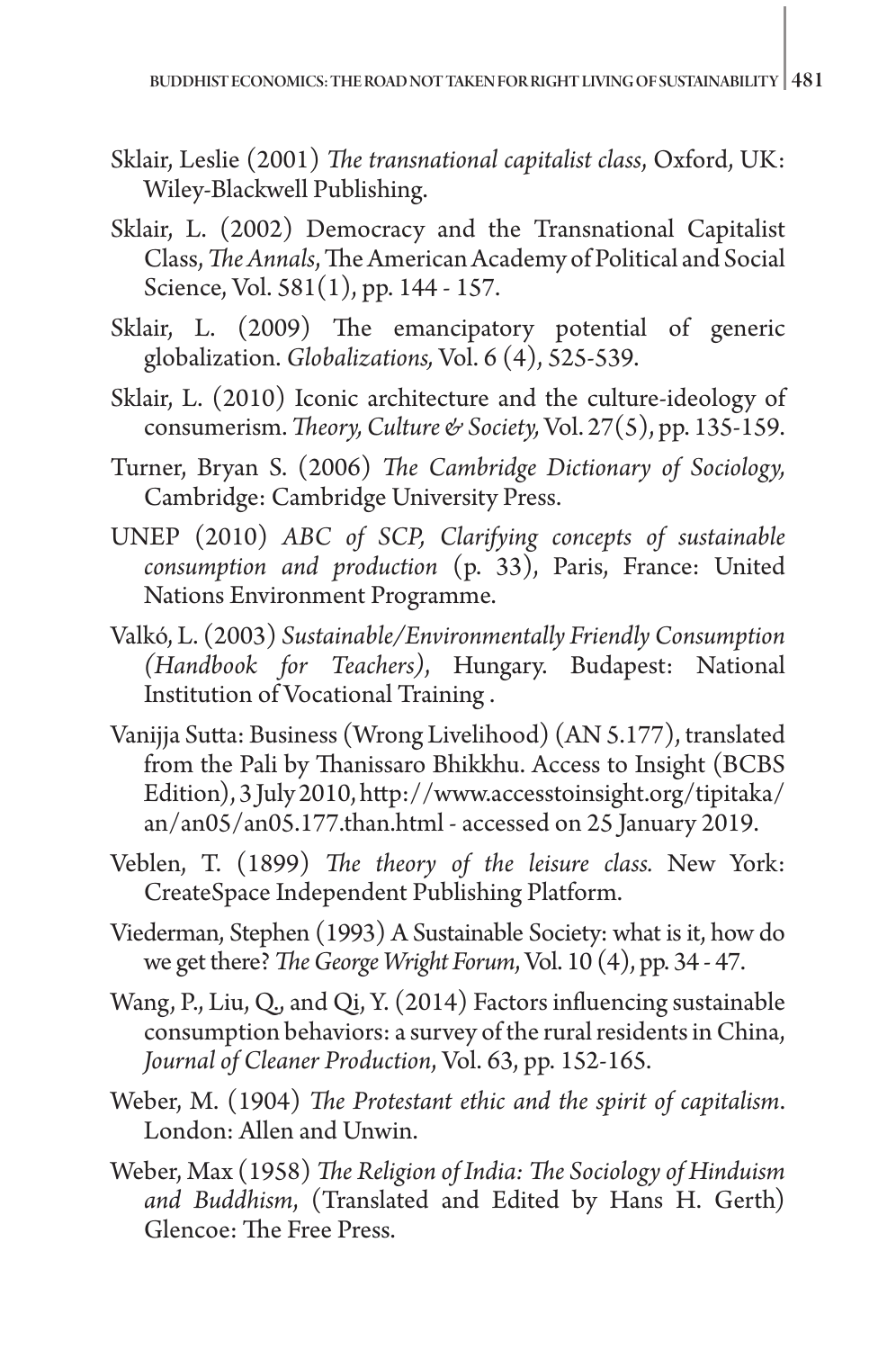Sklair, Leslie (2001) *The transnational capitalist class*, Oxford, UK: Wiley-Blackwell Publishing.

Sklair, L. (2002) Democracy and the Transnational Capitalist Class, *The Annals*, The American Academy of Political and Social Science, Vol. 581(1), pp. 144 - 157.

Sklair, L. (2009) The emancipatory potential of generic globalization. *Globalizations,* Vol. 6 (4), 525-539.

Sklair, L. (2010) Iconic architecture and the culture-ideology of consumerism. *Theory, Culture & Society,* Vol. 27(5), pp. 135-159.

Turner, Bryan S. (2006) *The Cambridge Dictionary of Sociology,* Cambridge: Cambridge University Press.

UNEP (2010) *ABC of SCP, Clarifying concepts of sustainable consumption and production* (p. 33), Paris, France: United Nations Environment Programme.

Valkó, L. (2003) *Sustainable/Environmentally Friendly Consumption (Handbook for Teachers)*, Hungary. Budapest: National Institution of Vocational Training .

Vanijja Sutta: Business (Wrong Livelihood) (AN 5.177), translated from the Pali by Thanissaro Bhikkhu. Access to Insight (BCBS Edition), 3 July 2010, http://www.accesstoinsight.org/tipitaka/an/an05/an05.177.than.html - accessed on 25 January 2019.

Veblen, T. (1899) *The theory of the leisure class.* New York: CreateSpace Independent Publishing Platform.

Viederman, Stephen (1993) A Sustainable Society: what is it, how do we get there? *The George Wright Forum*, Vol. 10 (4), pp. 34 - 47.

Wang, P., Liu, Q., and Qi, Y. (2014) Factors influencing sustainable consumption behaviors: a survey of the rural residents in China, *Journal of Cleaner Production*, Vol. 63, pp. 152-165.

Weber, M. (1904) *The Protestant ethic and the spirit of capitalism*. London: Allen and Unwin.

Weber, Max (1958) *The Religion of India: The Sociology of Hinduism and Buddhism*, (Translated and Edited by Hans H. Gerth) Glencoe: The Free Press.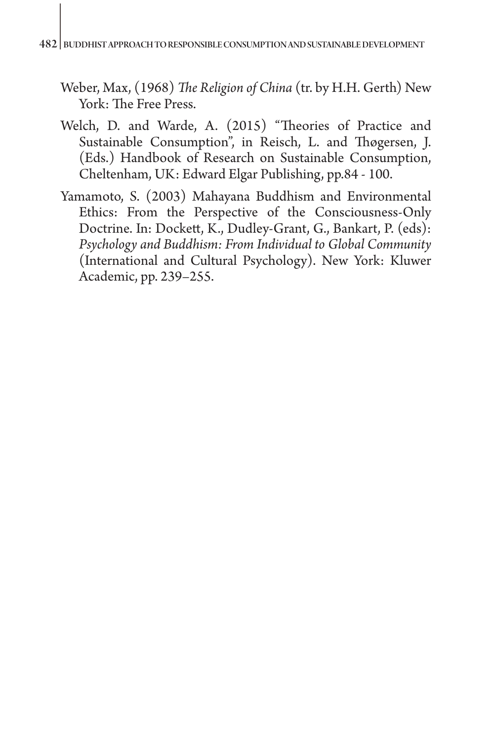Weber, Max, (1968) *The Religion of China* (tr. by H.H. Gerth) New York: The Free Press.

Welch, D. and Warde, A. (2015) "Theories of Practice and Sustainable Consumption", in Reisch, L. and Thøgersen, J. (Eds.) Handbook of Research on Sustainable Consumption, Cheltenham, UK: Edward Elgar Publishing, pp.84 - 100.

Yamamoto, S. (2003) Mahayana Buddhism and Environmental Ethics: From the Perspective of the Consciousness-Only Doctrine. In: Dockett, K., Dudley-Grant, G., Bankart, P. (eds): *Psychology and Buddhism: From Individual to Global Community* (International and Cultural Psychology). New York: Kluwer Academic, pp. 239–255.